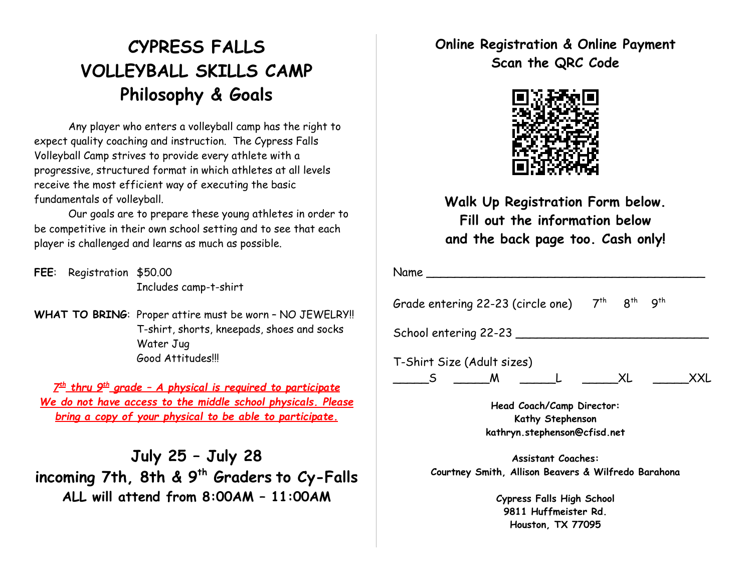# CYPRESS FALLS VOLLEYBALL SKILLS CAMP

## Philosophy & Goals

Any player who enters a volleyball camp has the right to expect quality coaching and instruction. The Cypress Falls Volleyball Camp strives to provide every athlete with a progressive, structured format in which athletes at all levels receive the most efficient way of executing the basic fundamentals of volleyball.

Our goals are to prepare these young athletes in order to be competitive in their own school setting and to see that each player is challenged and learns as much as possible.

**FEE**: Registration $50.00
Includes camp-t-shirt

**WHAT TO BRING**: Proper attire must be worn – NO JEWELRY!!
T-shirt, shorts, kneepads, shoes and socks
Water Jug
Good Attitudes!!!

***7th thru 9th grade – A physical is required to participate***
***We do not have access to the middle school physicals. Please bring a copy of your physical to be able to participate.***

**July 25 – July 28**
**incoming 7th, 8th & 9th Graders to Cy-Falls**
**ALL will attend from 8:00AM – 11:00AM**

**Online Registration & Online Payment**
**Scan the QRC Code**

**Walk Up Registration Form below.**
**Fill out the information below**
**and the back page too. Cash only!**

Name ________________________________________

Grade entering 22-23 (circle one) 7th 8th 9th

School entering 22-23 ____________________________

T-Shirt Size (Adult sizes)
_____S _____M _____L _____XL _____XXL

**Head Coach/Camp Director:**
**Kathy Stephenson**
**kathryn.stephenson@cfisd.net**

**Assistant Coaches:**
**Courtney Smith, Allison Beavers & Wilfredo Barahona**

**Cypress Falls High School**
**9811 Huffmeister Rd.**
**Houston, TX 77095**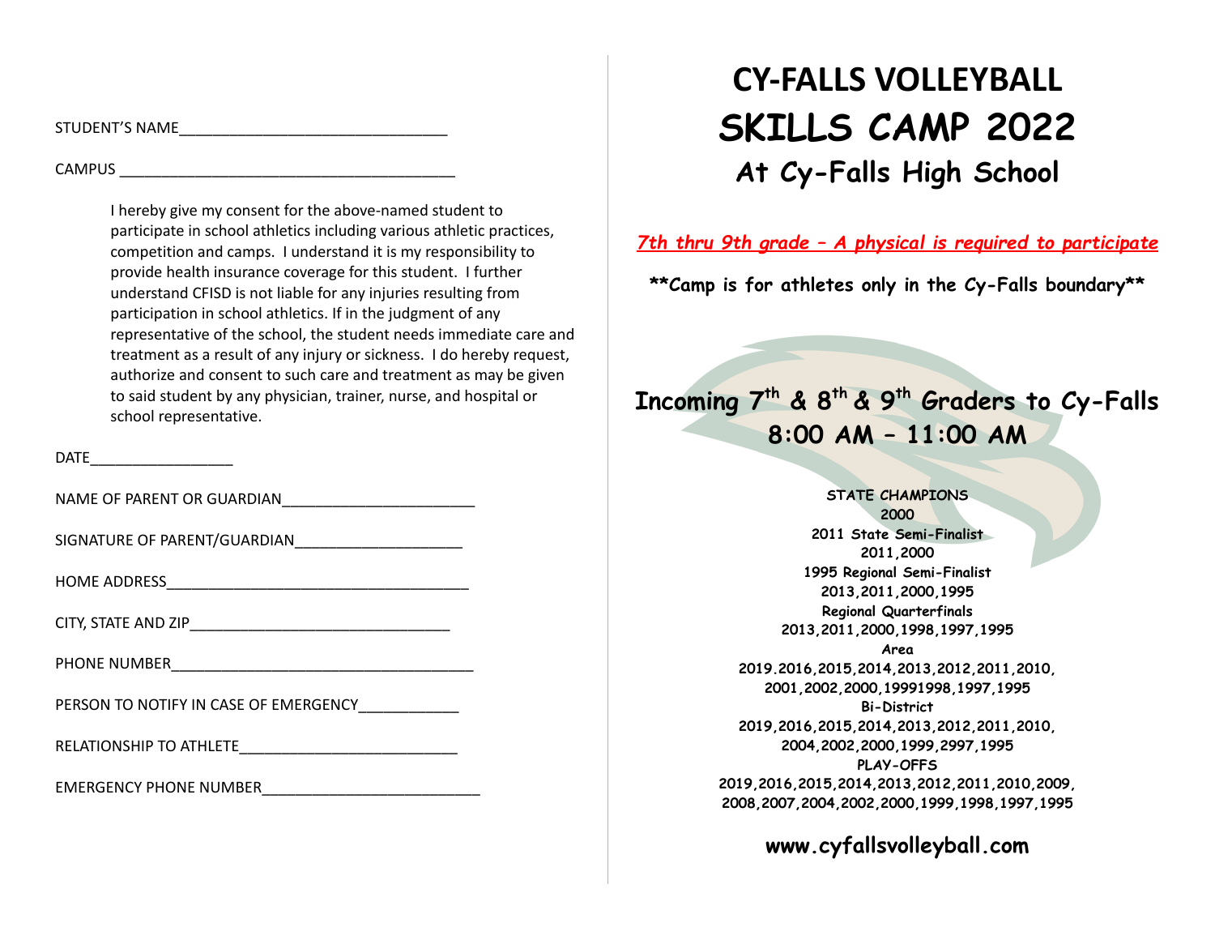STUDENT'S NAME________________________________

CAMPUS ________________________________________

I hereby give my consent for the above-named student to participate in school athletics including various athletic practices, competition and camps. I understand it is my responsibility to provide health insurance coverage for this student. I further understand CFISD is not liable for any injuries resulting from participation in school athletics. If in the judgment of any representative of the school, the student needs immediate care and treatment as a result of any injury or sickness. I do hereby request, authorize and consent to such care and treatment as may be given to said student by any physician, trainer, nurse, and hospital or school representative.

DATE_________________

NAME OF PARENT OR GUARDIAN_______________________

SIGNATURE OF PARENT/GUARDIAN____________________

HOME ADDRESS_____________________________________

CITY, STATE AND ZIP_______________________________

PHONE NUMBER_____________________________________

PERSON TO NOTIFY IN CASE OF EMERGENCY____________

RELATIONSHIP TO ATHLETE__________________________

EMERGENCY PHONE NUMBER__________________________

# CY-FALLS VOLLEYBALL
# SKILLS CAMP 2022
## At Cy-Falls High School

***7th thru 9th grade – A physical is required to participate***

**\*\*Camp is for athletes only in the Cy-Falls boundary\*\***

## Incoming 7th & 8th & 9th Graders to Cy-Falls
## 8:00 AM – 11:00 AM

**STATE CHAMPIONS**
**2000**
**2011 State Semi-Finalist**
**2011,2000**
**1995 Regional Semi-Finalist**
**2013,2011,2000,1995**
**Regional Quarterfinals**
**2013,2011,2000,1998,1997,1995**
**Area**
**2019.2016,2015,2014,2013,2012,2011,2010,**
**2001,2002,2000,19991998,1997,1995**
**Bi-District**
**2019,2016,2015,2014,2013,2012,2011,2010,**
**2004,2002,2000,1999,2997,1995**
**PLAY-OFFS**
**2019,2016,2015,2014,2013,2012,2011,2010,2009,**
**2008,2007,2004,2002,2000,1999,1998,1997,1995**

**www.cyfallsvolleyball.com**